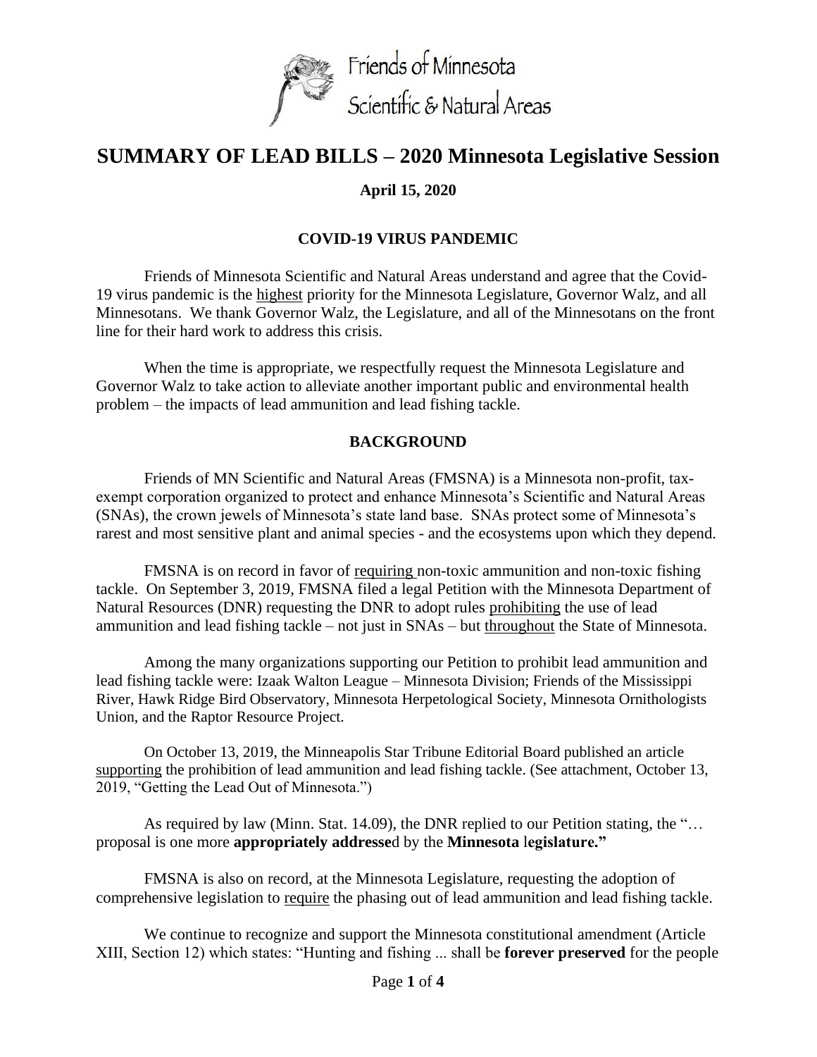Friends of Minnesota
Scientific & Natural Areas

# SUMMARY OF LEAD BILLS – 2020 Minnesota Legislative Session

**April 15, 2020**

## COVID-19 VIRUS PANDEMIC

Friends of Minnesota Scientific and Natural Areas understand and agree that the Covid-19 virus pandemic is the highest priority for the Minnesota Legislature, Governor Walz, and all Minnesotans. We thank Governor Walz, the Legislature, and all of the Minnesotans on the front line for their hard work to address this crisis.

When the time is appropriate, we respectfully request the Minnesota Legislature and Governor Walz to take action to alleviate another important public and environmental health problem – the impacts of lead ammunition and lead fishing tackle.

## BACKGROUND

Friends of MN Scientific and Natural Areas (FMSNA) is a Minnesota non-profit, tax-exempt corporation organized to protect and enhance Minnesota's Scientific and Natural Areas (SNAs), the crown jewels of Minnesota's state land base. SNAs protect some of Minnesota's rarest and most sensitive plant and animal species - and the ecosystems upon which they depend.

FMSNA is on record in favor of requiring non-toxic ammunition and non-toxic fishing tackle. On September 3, 2019, FMSNA filed a legal Petition with the Minnesota Department of Natural Resources (DNR) requesting the DNR to adopt rules prohibiting the use of lead ammunition and lead fishing tackle – not just in SNAs – but throughout the State of Minnesota.

Among the many organizations supporting our Petition to prohibit lead ammunition and lead fishing tackle were: Izaak Walton League – Minnesota Division; Friends of the Mississippi River, Hawk Ridge Bird Observatory, Minnesota Herpetological Society, Minnesota Ornithologists Union, and the Raptor Resource Project.

On October 13, 2019, the Minneapolis Star Tribune Editorial Board published an article supporting the prohibition of lead ammunition and lead fishing tackle. (See attachment, October 13, 2019, "Getting the Lead Out of Minnesota.")

As required by law (Minn. Stat. 14.09), the DNR replied to our Petition stating, the "… proposal is one more **appropriately addresse**d by the **Minnesota** l**egislature."**

FMSNA is also on record, at the Minnesota Legislature, requesting the adoption of comprehensive legislation to require the phasing out of lead ammunition and lead fishing tackle.

We continue to recognize and support the Minnesota constitutional amendment (Article XIII, Section 12) which states: "Hunting and fishing ... shall be **forever preserved** for the people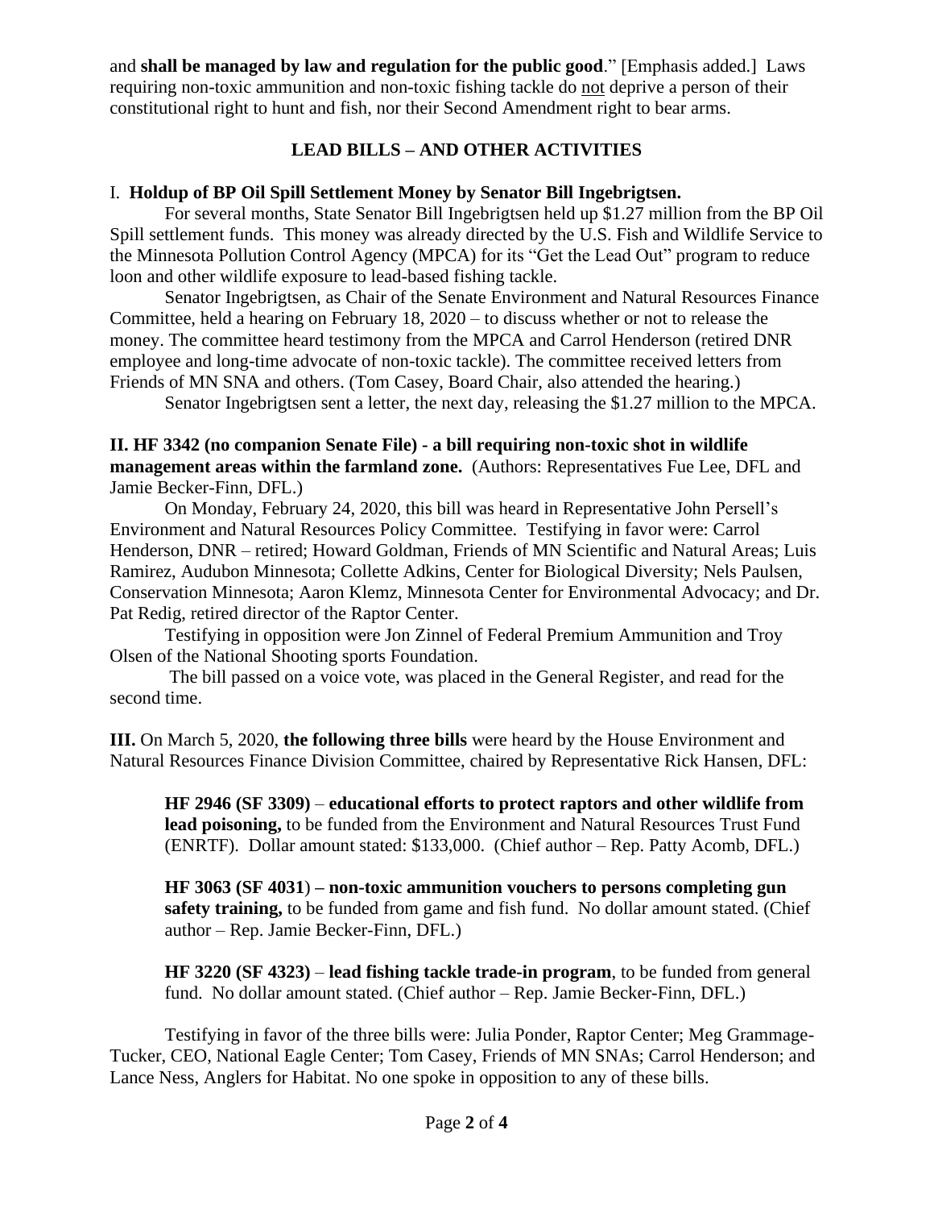and **shall be managed by law and regulation for the public good**." [Emphasis added.] Laws requiring non-toxic ammunition and non-toxic fishing tackle do not deprive a person of their constitutional right to hunt and fish, nor their Second Amendment right to bear arms.

## LEAD BILLS – AND OTHER ACTIVITIES

### I. Holdup of BP Oil Spill Settlement Money by Senator Bill Ingebrigtsen.

For several months, State Senator Bill Ingebrigtsen held up $1.27 million from the BP Oil Spill settlement funds. This money was already directed by the U.S. Fish and Wildlife Service to the Minnesota Pollution Control Agency (MPCA) for its "Get the Lead Out" program to reduce loon and other wildlife exposure to lead-based fishing tackle.

Senator Ingebrigtsen, as Chair of the Senate Environment and Natural Resources Finance Committee, held a hearing on February 18, 2020 – to discuss whether or not to release the money. The committee heard testimony from the MPCA and Carrol Henderson (retired DNR employee and long-time advocate of non-toxic tackle). The committee received letters from Friends of MN SNA and others. (Tom Casey, Board Chair, also attended the hearing.)

Senator Ingebrigtsen sent a letter, the next day, releasing the $1.27 million to the MPCA.

### II. HF 3342 (no companion Senate File) - a bill requiring non-toxic shot in wildlife management areas within the farmland zone.

(Authors: Representatives Fue Lee, DFL and Jamie Becker-Finn, DFL.)

On Monday, February 24, 2020, this bill was heard in Representative John Persell's Environment and Natural Resources Policy Committee. Testifying in favor were: Carrol Henderson, DNR – retired; Howard Goldman, Friends of MN Scientific and Natural Areas; Luis Ramirez, Audubon Minnesota; Collette Adkins, Center for Biological Diversity; Nels Paulsen, Conservation Minnesota; Aaron Klemz, Minnesota Center for Environmental Advocacy; and Dr. Pat Redig, retired director of the Raptor Center.

Testifying in opposition were Jon Zinnel of Federal Premium Ammunition and Troy Olsen of the National Shooting sports Foundation.

The bill passed on a voice vote, was placed in the General Register, and read for the second time.

**III.** On March 5, 2020, **the following three bills** were heard by the House Environment and Natural Resources Finance Division Committee, chaired by Representative Rick Hansen, DFL:

> **HF 2946 (SF 3309)** – **educational efforts to protect raptors and other wildlife from lead poisoning,** to be funded from the Environment and Natural Resources Trust Fund (ENRTF). Dollar amount stated: $133,000. (Chief author – Rep. Patty Acomb, DFL.)
>
> **HF 3063 (SF 4031**) **– non-toxic ammunition vouchers to persons completing gun safety training,** to be funded from game and fish fund. No dollar amount stated. (Chief author – Rep. Jamie Becker-Finn, DFL.)
>
> **HF 3220 (SF 4323)** – **lead fishing tackle trade-in program**, to be funded from general fund. No dollar amount stated. (Chief author – Rep. Jamie Becker-Finn, DFL.)

Testifying in favor of the three bills were: Julia Ponder, Raptor Center; Meg Grammage-Tucker, CEO, National Eagle Center; Tom Casey, Friends of MN SNAs; Carrol Henderson; and Lance Ness, Anglers for Habitat. No one spoke in opposition to any of these bills.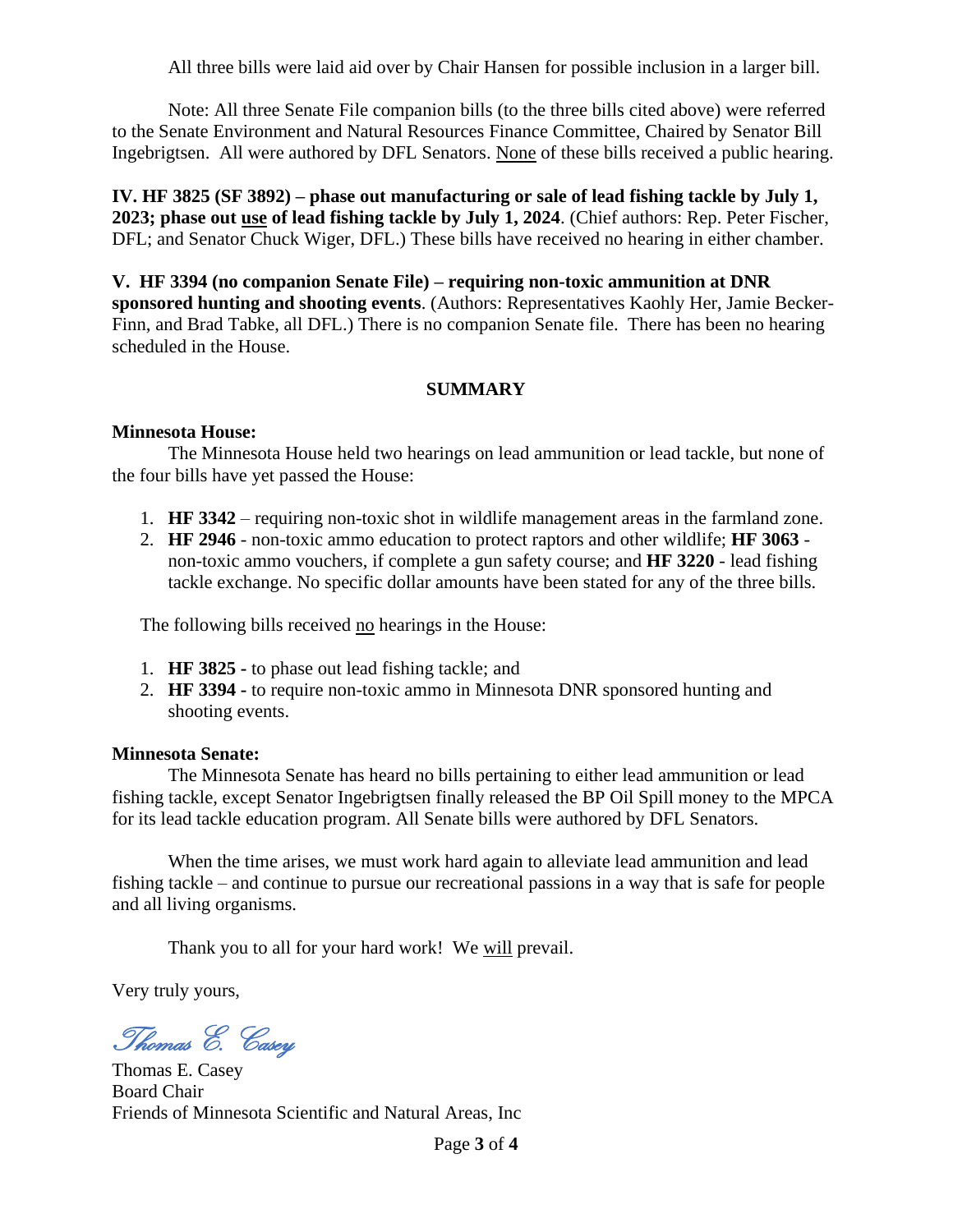All three bills were laid aid over by Chair Hansen for possible inclusion in a larger bill.

Note: All three Senate File companion bills (to the three bills cited above) were referred to the Senate Environment and Natural Resources Finance Committee, Chaired by Senator Bill Ingebrigtsen. All were authored by DFL Senators. <u>None</u> of these bills received a public hearing.

**IV. HF 3825 (SF 3892) – phase out manufacturing or sale of lead fishing tackle by July 1, 2023; phase out <u>use</u> of lead fishing tackle by July 1, 2024**. (Chief authors: Rep. Peter Fischer, DFL; and Senator Chuck Wiger, DFL.) These bills have received no hearing in either chamber.

**V. HF 3394 (no companion Senate File) – requiring non-toxic ammunition at DNR sponsored hunting and shooting events**. (Authors: Representatives Kaohly Her, Jamie Becker-Finn, and Brad Tabke, all DFL.) There is no companion Senate file. There has been no hearing scheduled in the House.

## SUMMARY

**Minnesota House:**

The Minnesota House held two hearings on lead ammunition or lead tackle, but none of the four bills have yet passed the House:

1. **HF 3342** – requiring non-toxic shot in wildlife management areas in the farmland zone.
2. **HF 2946** - non-toxic ammo education to protect raptors and other wildlife; **HF 3063** - non-toxic ammo vouchers, if complete a gun safety course; and **HF 3220** - lead fishing tackle exchange. No specific dollar amounts have been stated for any of the three bills.

The following bills received <u>no</u> hearings in the House:

1. **HF 3825 -** to phase out lead fishing tackle; and
2. **HF 3394 -** to require non-toxic ammo in Minnesota DNR sponsored hunting and shooting events.

**Minnesota Senate:**

The Minnesota Senate has heard no bills pertaining to either lead ammunition or lead fishing tackle, except Senator Ingebrigtsen finally released the BP Oil Spill money to the MPCA for its lead tackle education program. All Senate bills were authored by DFL Senators.

When the time arises, we must work hard again to alleviate lead ammunition and lead fishing tackle – and continue to pursue our recreational passions in a way that is safe for people and all living organisms.

Thank you to all for your hard work! We <u>will</u> prevail.

Very truly yours,

*Thomas E. Casey*

Thomas E. Casey
Board Chair
Friends of Minnesota Scientific and Natural Areas, Inc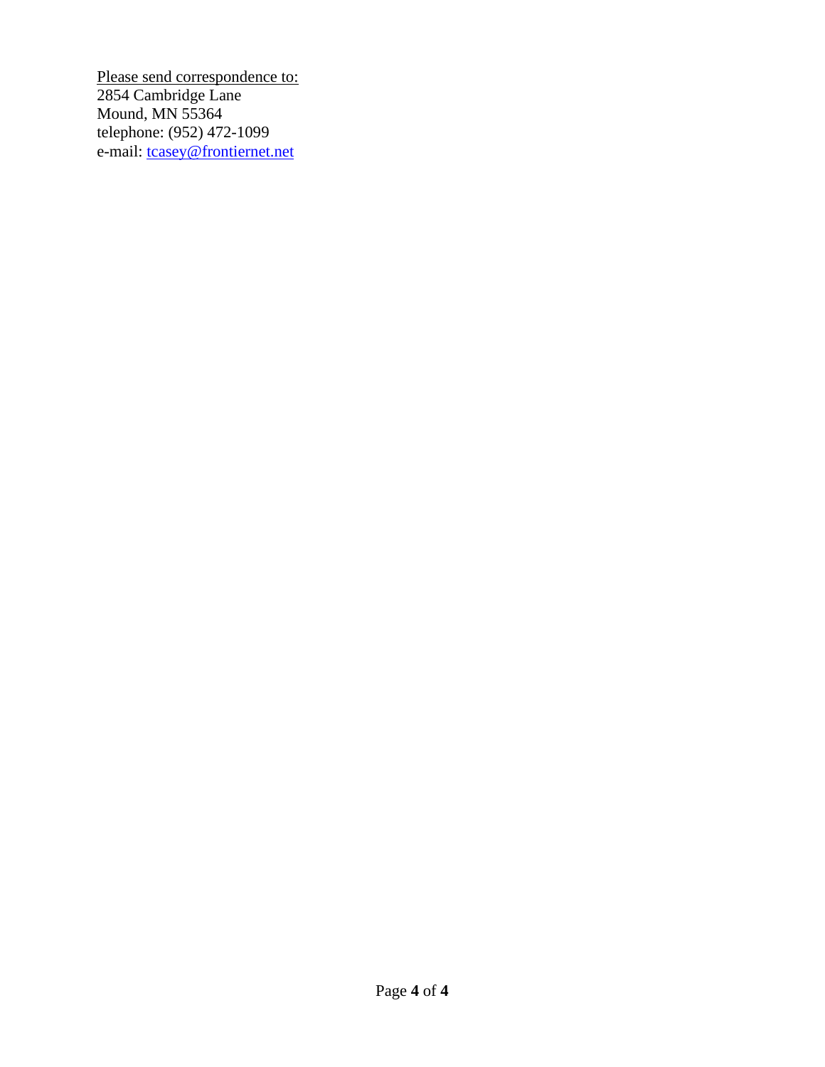Please send correspondence to:
2854 Cambridge Lane
Mound, MN 55364
telephone: (952) 472-1099
e-mail: tcasey@frontiernet.net